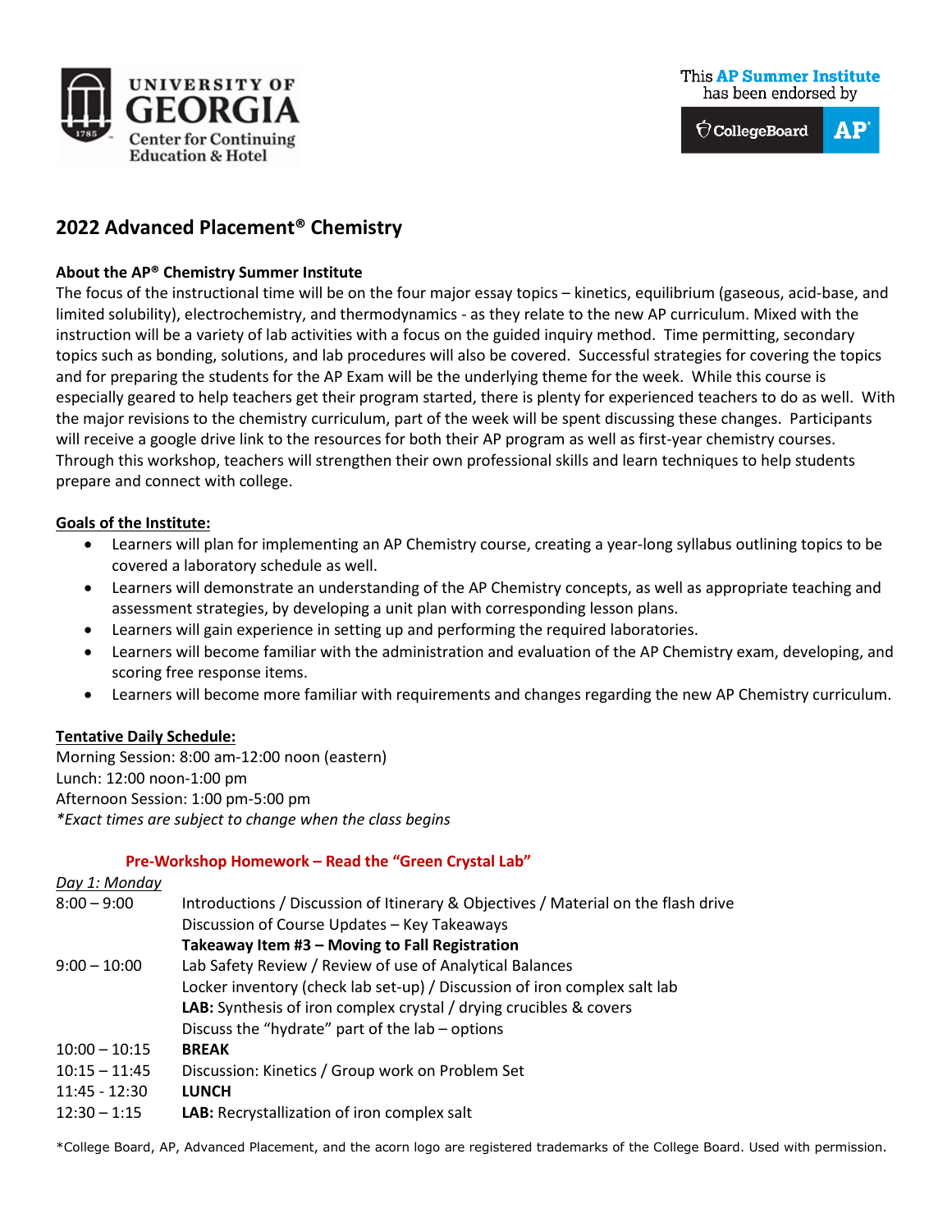UNIVERSITY OF GEORGIA
Center for Continuing Education & Hotel

This **AP Summer Institute** has been endorsed by CollegeBoard AP

# 2022 Advanced Placement® Chemistry

**About the AP® Chemistry Summer Institute**

The focus of the instructional time will be on the four major essay topics – kinetics, equilibrium (gaseous, acid-base, and limited solubility), electrochemistry, and thermodynamics - as they relate to the new AP curriculum. Mixed with the instruction will be a variety of lab activities with a focus on the guided inquiry method. Time permitting, secondary topics such as bonding, solutions, and lab procedures will also be covered. Successful strategies for covering the topics and for preparing the students for the AP Exam will be the underlying theme for the week. While this course is especially geared to help teachers get their program started, there is plenty for experienced teachers to do as well. With the major revisions to the chemistry curriculum, part of the week will be spent discussing these changes. Participants will receive a google drive link to the resources for both their AP program as well as first-year chemistry courses. Through this workshop, teachers will strengthen their own professional skills and learn techniques to help students prepare and connect with college.

**Goals of the Institute:**

- Learners will plan for implementing an AP Chemistry course, creating a year-long syllabus outlining topics to be covered a laboratory schedule as well.
- Learners will demonstrate an understanding of the AP Chemistry concepts, as well as appropriate teaching and assessment strategies, by developing a unit plan with corresponding lesson plans.
- Learners will gain experience in setting up and performing the required laboratories.
- Learners will become familiar with the administration and evaluation of the AP Chemistry exam, developing, and scoring free response items.
- Learners will become more familiar with requirements and changes regarding the new AP Chemistry curriculum.

**Tentative Daily Schedule:**

Morning Session: 8:00 am-12:00 noon (eastern)
Lunch: 12:00 noon-1:00 pm
Afternoon Session: 1:00 pm-5:00 pm
*\*Exact times are subject to change when the class begins*

**Pre-Workshop Homework – Read the "Green Crystal Lab"**

*Day 1: Monday*

| | |
|---|---|
| 8:00 – 9:00 | Introductions / Discussion of Itinerary & Objectives / Material on the flash drive<br>Discussion of Course Updates – Key Takeaways<br>**Takeaway Item #3 – Moving to Fall Registration** |
| 9:00 – 10:00 | Lab Safety Review / Review of use of Analytical Balances<br>Locker inventory (check lab set-up) / Discussion of iron complex salt lab<br>**LAB:** Synthesis of iron complex crystal / drying crucibles & covers<br>Discuss the "hydrate" part of the lab – options |
| 10:00 – 10:15 | **BREAK** |
| 10:15 – 11:45 | Discussion: Kinetics / Group work on Problem Set |
| 11:45 - 12:30 | **LUNCH** |
| 12:30 – 1:15 | **LAB:** Recrystallization of iron complex salt |

*College Board, AP, Advanced Placement, and the acorn logo are registered trademarks of the College Board. Used with permission.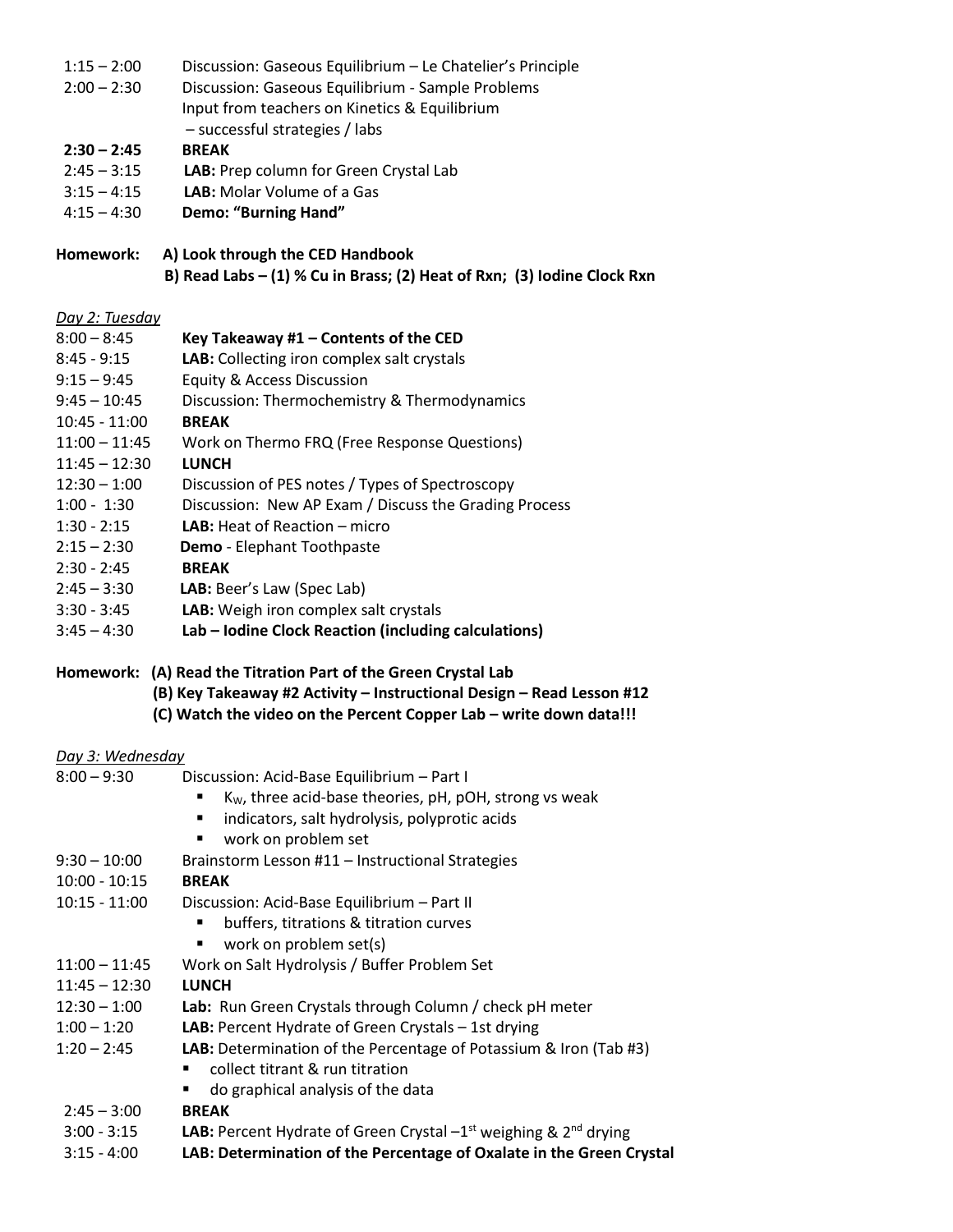| | |
|---|---|
| 1:15 – 2:00 | Discussion: Gaseous Equilibrium – Le Chatelier's Principle |
| 2:00 – 2:30 | Discussion: Gaseous Equilibrium - Sample Problems<br>Input from teachers on Kinetics & Equilibrium<br>– successful strategies / labs |
| **2:30 – 2:45** | **BREAK** |
| 2:45 – 3:15 | **LAB:** Prep column for Green Crystal Lab |
| 3:15 – 4:15 | **LAB:** Molar Volume of a Gas |
| 4:15 – 4:30 | **Demo: "Burning Hand"** |

**Homework: A) Look through the CED Handbook**
**B) Read Labs – (1) % Cu in Brass; (2) Heat of Rxn; (3) Iodine Clock Rxn**

*Day 2: Tuesday*

| | |
|---|---|
| 8:00 – 8:45 | **Key Takeaway #1 – Contents of the CED** |
| 8:45 - 9:15 | **LAB:** Collecting iron complex salt crystals |
| 9:15 – 9:45 | Equity & Access Discussion |
| 9:45 – 10:45 | Discussion: Thermochemistry & Thermodynamics |
| 10:45 - 11:00 | **BREAK** |
| 11:00 – 11:45 | Work on Thermo FRQ (Free Response Questions) |
| 11:45 – 12:30 | **LUNCH** |
| 12:30 – 1:00 | Discussion of PES notes / Types of Spectroscopy |
| 1:00 - 1:30 | Discussion: New AP Exam / Discuss the Grading Process |
| 1:30 - 2:15 | **LAB:** Heat of Reaction – micro |
| 2:15 – 2:30 | **Demo** - Elephant Toothpaste |
| 2:30 - 2:45 | **BREAK** |
| 2:45 – 3:30 | **LAB:** Beer's Law (Spec Lab) |
| 3:30 - 3:45 | **LAB:** Weigh iron complex salt crystals |
| 3:45 – 4:30 | **Lab – Iodine Clock Reaction (including calculations)** |

**Homework: (A) Read the Titration Part of the Green Crystal Lab**
**(B) Key Takeaway #2 Activity – Instructional Design – Read Lesson #12**
**(C) Watch the video on the Percent Copper Lab – write down data!!!**

*Day 3: Wednesday*

| | |
|---|---|
| 8:00 – 9:30 | Discussion: Acid-Base Equilibrium – Part I<br>▪ $K_W$, three acid-base theories, pH, pOH, strong vs weak<br>▪ indicators, salt hydrolysis, polyprotic acids<br>▪ work on problem set |
| 9:30 – 10:00 | Brainstorm Lesson #11 – Instructional Strategies |
| 10:00 - 10:15 | **BREAK** |
| 10:15 - 11:00 | Discussion: Acid-Base Equilibrium – Part II<br>▪ buffers, titrations & titration curves<br>▪ work on problem set(s) |
| 11:00 – 11:45 | Work on Salt Hydrolysis / Buffer Problem Set |
| 11:45 – 12:30 | **LUNCH** |
| 12:30 – 1:00 | **Lab:** Run Green Crystals through Column / check pH meter |
| 1:00 – 1:20 | **LAB:** Percent Hydrate of Green Crystals – 1st drying |
| 1:20 – 2:45 | **LAB:** Determination of the Percentage of Potassium & Iron (Tab #3)<br>▪ collect titrant & run titration<br>▪ do graphical analysis of the data |
| 2:45 – 3:00 | **BREAK** |
| 3:00 - 3:15 | **LAB:** Percent Hydrate of Green Crystal – 1st weighing & 2nd drying |
| 3:15 - 4:00 | **LAB: Determination of the Percentage of Oxalate in the Green Crystal** |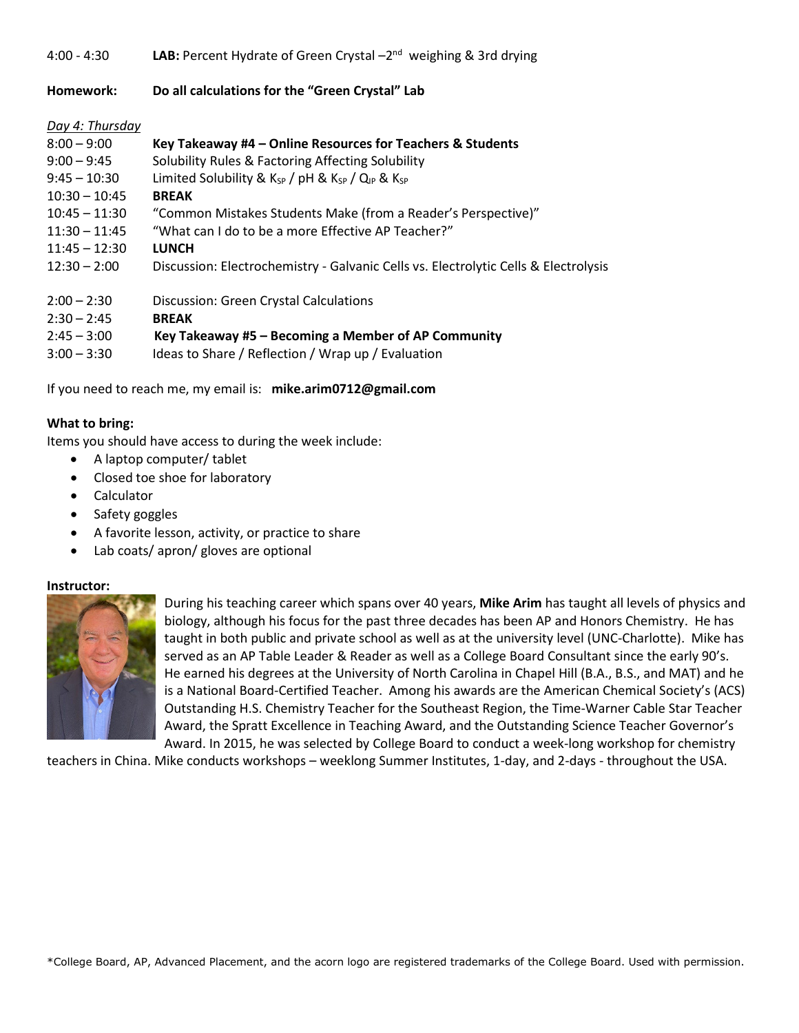4:00 - 4:30 **LAB:** Percent Hydrate of Green Crystal –2nd weighing & 3rd drying

**Homework:** **Do all calculations for the "Green Crystal" Lab**

*Day 4: Thursday*

| | |
|---|---|
| 8:00 – 9:00 | **Key Takeaway #4 – Online Resources for Teachers & Students** |
| 9:00 – 9:45 | Solubility Rules & Factoring Affecting Solubility |
| 9:45 – 10:30 | Limited Solubility & $K_{SP}$ / pH & $K_{SP}$ / $Q_{IP}$ & $K_{SP}$ |
| 10:30 – 10:45 | **BREAK** |
| 10:45 – 11:30 | "Common Mistakes Students Make (from a Reader's Perspective)" |
| 11:30 – 11:45 | "What can I do to be a more Effective AP Teacher?" |
| 11:45 – 12:30 | **LUNCH** |
| 12:30 – 2:00 | Discussion: Electrochemistry - Galvanic Cells vs. Electrolytic Cells & Electrolysis |
| 2:00 – 2:30 | Discussion: Green Crystal Calculations |
| 2:30 – 2:45 | **BREAK** |
| 2:45 – 3:00 | **Key Takeaway #5 – Becoming a Member of AP Community** |
| 3:00 – 3:30 | Ideas to Share / Reflection / Wrap up / Evaluation |

If you need to reach me, my email is: **mike.arim0712@gmail.com**

**What to bring:**

Items you should have access to during the week include:

- A laptop computer/ tablet
- Closed toe shoe for laboratory
- Calculator
- Safety goggles
- A favorite lesson, activity, or practice to share
- Lab coats/ apron/ gloves are optional

**Instructor:**

During his teaching career which spans over 40 years, **Mike Arim** has taught all levels of physics and biology, although his focus for the past three decades has been AP and Honors Chemistry. He has taught in both public and private school as well as at the university level (UNC-Charlotte). Mike has served as an AP Table Leader & Reader as well as a College Board Consultant since the early 90's. He earned his degrees at the University of North Carolina in Chapel Hill (B.A., B.S., and MAT) and he is a National Board-Certified Teacher. Among his awards are the American Chemical Society's (ACS) Outstanding H.S. Chemistry Teacher for the Southeast Region, the Time-Warner Cable Star Teacher Award, the Spratt Excellence in Teaching Award, and the Outstanding Science Teacher Governor's Award. In 2015, he was selected by College Board to conduct a week-long workshop for chemistry teachers in China. Mike conducts workshops – weeklong Summer Institutes, 1-day, and 2-days - throughout the USA.

*College Board, AP, Advanced Placement, and the acorn logo are registered trademarks of the College Board. Used with permission.